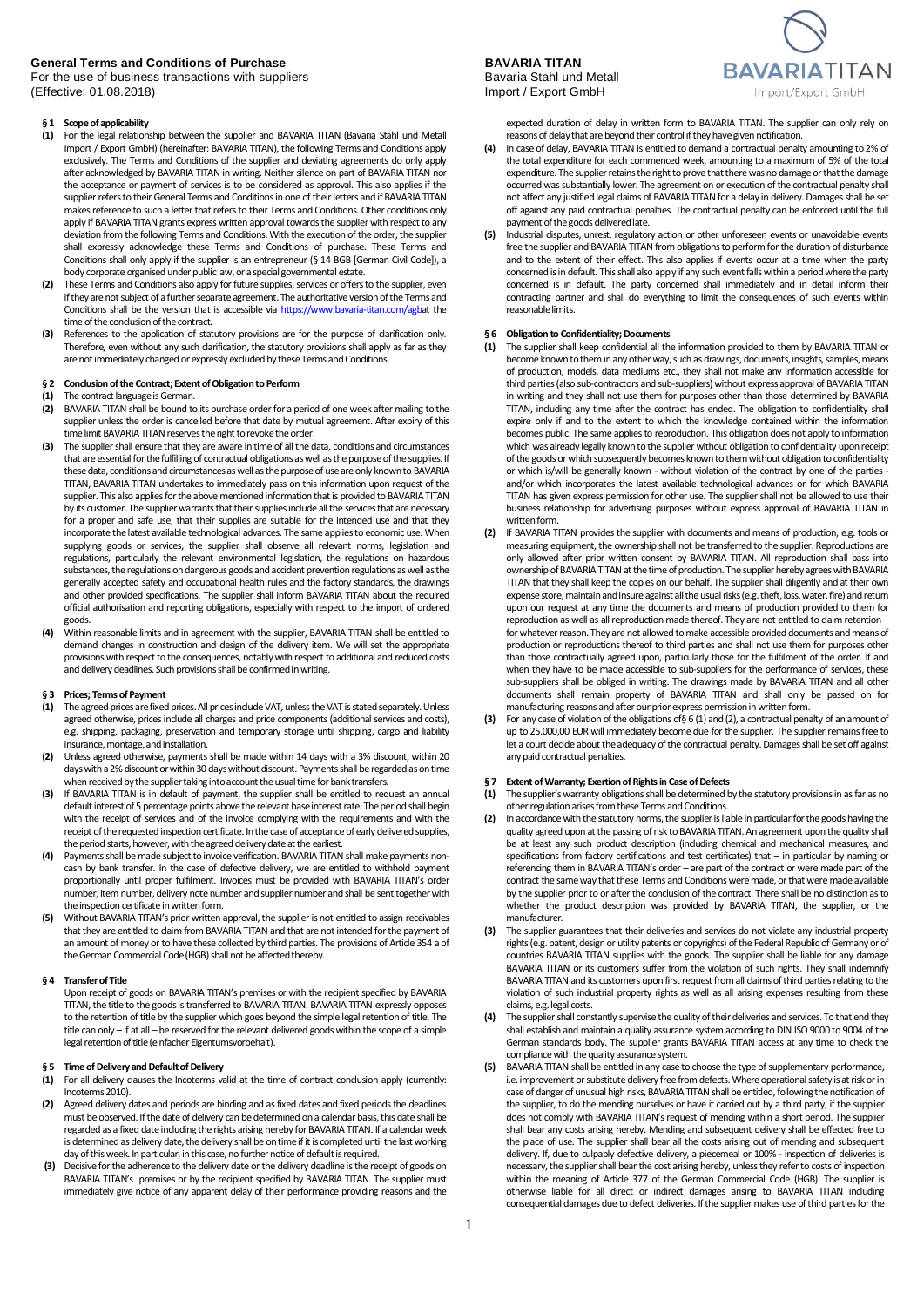**General Terms and Conditions of Purchase**
For the use of business transactions with suppliers
(Effective: 01.08.2018)

**BAVARIA TITAN**
Bavaria Stahl und Metall
Import / Export GmbH

### § 1 Scope of applicability

**(1)** For the legal relationship between the supplier and BAVARIA TITAN (Bavaria Stahl und Metall Import / Export GmbH) (hereinafter: BAVARIA TITAN), the following Terms and Conditions apply exclusively. The Terms and Conditions of the supplier and deviating agreements do only apply after acknowledged by BAVARIA TITAN in writing. Neither silence on part of BAVARIA TITAN nor the acceptance or payment of services is to be considered as approval. This also applies if the supplier refers to their General Terms and Conditions in one of their letters and if BAVARIA TITAN makes reference to such a letter that refers to their Terms and Conditions. Other conditions only apply if BAVARIA TITAN grants express written approval towards the supplier with respect to any deviation from the following Terms and Conditions. With the execution of the order, the supplier shall expressly acknowledge these Terms and Conditions of purchase. These Terms and Conditions shall only apply if the supplier is an entrepreneur (§ 14 BGB [German Civil Code]), a body corporate organised under public law, or a special governmental estate.

**(2)** These Terms and Conditions also apply for future supplies, services or offers to the supplier, even if they are not subject of a further separate agreement. The authoritative version of the Terms and Conditions shall be the version that is accessible via https://www.bavaria-titan.com/agbat the time of the conclusion of the contract.

**(3)** References to the application of statutory provisions are for the purpose of clarification only. Therefore, even without any such clarification, the statutory provisions shall apply as far as they are not immediately changed or expressly excluded by these Terms and Conditions.

### § 2 Conclusion of the Contract; Extent of Obligation to Perform

**(1)** The contract language is German.

**(2)** BAVARIA TITAN shall be bound to its purchase order for a period of one week after mailing to the supplier unless the order is cancelled before that date by mutual agreement. After expiry of this time limit BAVARIA TITAN reserves the right to revoke the order.

**(3)** The supplier shall ensure that they are aware in time of all the data, conditions and circumstances that are essential for the fulfilling of contractual obligations as well as the purpose of the supplies. If these data, conditions and circumstances as well as the purpose of use are only known to BAVARIA TITAN, BAVARIA TITAN undertakes to immediately pass on this information upon request of the supplier. This also applies for the above mentioned information that is provided to BAVARIA TITAN by its customer. The supplier warrants that their supplies include all the services that are necessary for a proper and safe use, that their supplies are suitable for the intended use and that they incorporate the latest available technological advances. The same applies to economic use. When supplying goods or services, the supplier shall observe all relevant norms, legislation and regulations, particularly the relevant environmental legislation, the regulations on hazardous substances, the regulations on dangerous goods and accident prevention regulations as well as the generally accepted safety and occupational health rules and the factory standards, the drawings and other provided specifications. The supplier shall inform BAVARIA TITAN about the required official authorisation and reporting obligations, especially with respect to the import of ordered goods.

**(4)** Within reasonable limits and in agreement with the supplier, BAVARIA TITAN shall be entitled to demand changes in construction and design of the delivery item. We will set the appropriate provisions with respect to the consequences, notably with respect to additional and reduced costs and delivery deadlines. Such provisions shall be confirmed in writing.

### § 3 Prices; Terms of Payment

**(1)** The agreed prices are fixed prices. All prices include VAT, unless the VAT is stated separately. Unless agreed otherwise, prices include all charges and price components (additional services and costs), e.g. shipping, packaging, preservation and temporary storage until shipping, cargo and liability insurance, montage, and installation.

**(2)** Unless agreed otherwise, payments shall be made within 14 days with a 3% discount, within 20 days with a 2% discount or within 30 days without discount. Payments shall be regarded as on time when received by the supplier taking into account the usual time for bank transfers.

**(3)** If BAVARIA TITAN is in default of payment, the supplier shall be entitled to request an annual default interest of 5 percentage points above the relevant base interest rate. The period shall begin with the receipt of services and of the invoice complying with the requirements and with the receipt of the requested inspection certificate. In the case of acceptance of early delivered supplies, the period starts, however, with the agreed delivery date at the earliest.

**(4)** Payments shall be made subject to invoice verification. BAVARIA TITAN shall make payments non-cash by bank transfer. In the case of defective delivery, we are entitled to withhold payment proportionally until proper fulfilment. Invoices must be provided with BAVARIA TITAN's order number, item number, delivery note number and supplier number and shall be sent together with the inspection certificate in written form.

**(5)** Without BAVARIA TITAN's prior written approval, the supplier is not entitled to assign receivables that they are entitled to claim from BAVARIA TITAN and that are not intended for the payment of an amount of money or to have these collected by third parties. The provisions of Article 354 a of the German Commercial Code (HGB) shall not be affected thereby.

### § 4 Transfer of Title

Upon receipt of goods on BAVARIA TITAN's premises or with the recipient specified by BAVARIA TITAN, the title to the goods is transferred to BAVARIA TITAN. BAVARIA TITAN expressly opposes to the retention of title by the supplier which goes beyond the simple legal retention of title. The title can only – if at all – be reserved for the relevant delivered goods within the scope of a simple legal retention of title (einfacher Eigentumsvorbehalt).

### § 5 Time of Delivery and Default of Delivery

**(1)** For all delivery clauses the Incoterms valid at the time of contract conclusion apply (currently: Incoterms 2010).

**(2)** Agreed delivery dates and periods are binding and as fixed dates and fixed periods the deadlines must be observed. If the date of delivery can be determined on a calendar basis, this date shall be regarded as a fixed date including the rights arising hereby for BAVARIA TITAN. If a calendar week is determined as delivery date, the delivery shall be on time if it is completed until the last working day of this week. In particular, in this case, no further notice of default is required.

**(3)** Decisive for the adherence to the delivery date or the delivery deadline is the receipt of goods on BAVARIA TITAN's premises or by the recipient specified by BAVARIA TITAN. The supplier must immediately give notice of any apparent delay of their performance providing reasons and the expected duration of delay in written form to BAVARIA TITAN. The supplier can only rely on reasons of delay that are beyond their control if they have given notification.

**(4)** In case of delay, BAVARIA TITAN is entitled to demand a contractual penalty amounting to 2% of the total expenditure for each commenced week, amounting to a maximum of 5% of the total expenditure. The supplier retains the right to prove that there was no damage or that the damage occurred was substantially lower. The agreement on or execution of the contractual penalty shall not affect any justified legal claims of BAVARIA TITAN for a delay in delivery. Damages shall be set off against any paid contractual penalties. The contractual penalty can be enforced until the full payment of the goods delivered late.

**(5)** Industrial disputes, unrest, regulatory action or other unforeseen events or unavoidable events free the supplier and BAVARIA TITAN from obligations to perform for the duration of disturbance and to the extent of their effect. This also applies if events occur at a time when the party concerned is in default. This shall also apply if any such event falls within a period where the party concerned is in default. The party concerned shall immediately and in detail inform their contracting partner and shall do everything to limit the consequences of such events within reasonable limits.

### § 6 Obligation to Confidentiality; Documents

**(1)** The supplier shall keep confidential all the information provided to them by BAVARIA TITAN or become known to them in any other way, such as drawings, documents, insights, samples, means of production, models, data mediums etc., they shall not make any information accessible for third parties (also sub-contractors and sub-suppliers) without express approval of BAVARIA TITAN in writing and they shall not use them for purposes other than those determined by BAVARIA TITAN, including any time after the contract has ended. The obligation to confidentiality shall expire only if and to the extent to which the knowledge contained within the information becomes public. The same applies to reproduction. This obligation does not apply to information which was already legally known to the supplier without obligation to confidentiality upon receipt of the goods or which subsequently becomes known to them without obligation to confidentiality or which is/will be generally known - without violation of the contract by one of the parties - and/or which incorporates the latest available technological advances or for which BAVARIA TITAN has given express permission for other use. The supplier shall not be allowed to use their business relationship for advertising purposes without express approval of BAVARIA TITAN in written form.

**(2)** If BAVARIA TITAN provides the supplier with documents and means of production, e.g. tools or measuring equipment, the ownership shall not be transferred to the supplier. Reproductions are only allowed after prior written consent by BAVARIA TITAN. All reproduction shall pass into ownership of BAVARIA TITAN at the time of production. The supplier hereby agrees with BAVARIA TITAN that they shall keep the copies on our behalf. The supplier shall diligently and at their own expense store, maintain and insure against all the usual risks (e.g. theft, loss, water, fire) and return upon our request at any time the documents and means of production provided to them for reproduction as well as all reproduction made thereof. They are not entitled to claim retention – for whatever reason. They are not allowed to make accessible provided documents and means of production or reproductions thereof to third parties and shall not use them for purposes other than those contractually agreed upon, particularly those for the fulfilment of the order. If and when they have to be made accessible to sub-suppliers for the performance of services, these sub-suppliers shall be obliged in writing. The drawings made by BAVARIA TITAN and all other documents shall remain property of BAVARIA TITAN and shall only be passed on for manufacturing reasons and after our prior express permission in written form.

**(3)** For any case of violation of the obligations of§ 6 (1) and (2), a contractual penalty of an amount of up to 25.000,00 EUR will immediately become due for the supplier. The supplier remains free to let a court decide about the adequacy of the contractual penalty. Damages shall be set off against any paid contractual penalties.

### § 7 Extent of Warranty; Exertion of Rights in Case of Defects

**(1)** The supplier's warranty obligations shall be determined by the statutory provisions in as far as no other regulation arises from these Terms and Conditions.

**(2)** In accordance with the statutory norms, the supplier is liable in particular for the goods having the quality agreed upon at the passing of risk to BAVARIA TITAN. An agreement upon the quality shall be at least any such product description (including chemical and mechanical measures, and specifications from factory certifications and test certificates) that – in particular by naming or referencing them in BAVARIA TITAN's order – are part of the contract or were made part of the contract the same way that these Terms and Conditions were made, or that were made available by the supplier prior to or after the conclusion of the contract. There shall be no distinction as to whether the product description was provided by BAVARIA TITAN, the supplier, or the manufacturer.

**(3)** The supplier guarantees that their deliveries and services do not violate any industrial property rights (e.g. patent, design or utility patents or copyrights) of the Federal Republic of Germany or of countries BAVARIA TITAN supplies with the goods. The supplier shall be liable for any damage BAVARIA TITAN or its customers suffer from the violation of such rights. They shall indemnify BAVARIA TITAN and its customers upon first request from all claims of third parties relating to the violation of such industrial property rights as well as all arising expenses resulting from these claims, e.g. legal costs.

**(4)** The supplier shall constantly supervise the quality of their deliveries and services. To that end they shall establish and maintain a quality assurance system according to DIN ISO 9000 to 9004 of the German standards body. The supplier grants BAVARIA TITAN access at any time to check the compliance with the quality assurance system.

**(5)** BAVARIA TITAN shall be entitled in any case to choose the type of supplementary performance, i.e. improvement or substitute delivery free from defects. Where operational safety is at risk or in case of danger of unusual high risks, BAVARIA TITAN shall be entitled, following the notification of the supplier, to do the mending ourselves or have it carried out by a third party, if the supplier does not comply with BAVARIA TITAN's request of mending within a short period. The supplier shall bear any costs arising hereby. Mending and subsequent delivery shall be effected free to the place of use. The supplier shall bear all the costs arising out of mending and subsequent delivery. If, due to culpably defective delivery, a piecemeal or 100% - inspection of deliveries is necessary, the supplier shall bear the cost arising hereby, unless they refer to costs of inspection within the meaning of Article 377 of the German Commercial Code (HGB). The supplier is otherwise liable for all direct or indirect damages arising to BAVARIA TITAN including consequential damages due to defect deliveries. If the supplier makes use of third parties for the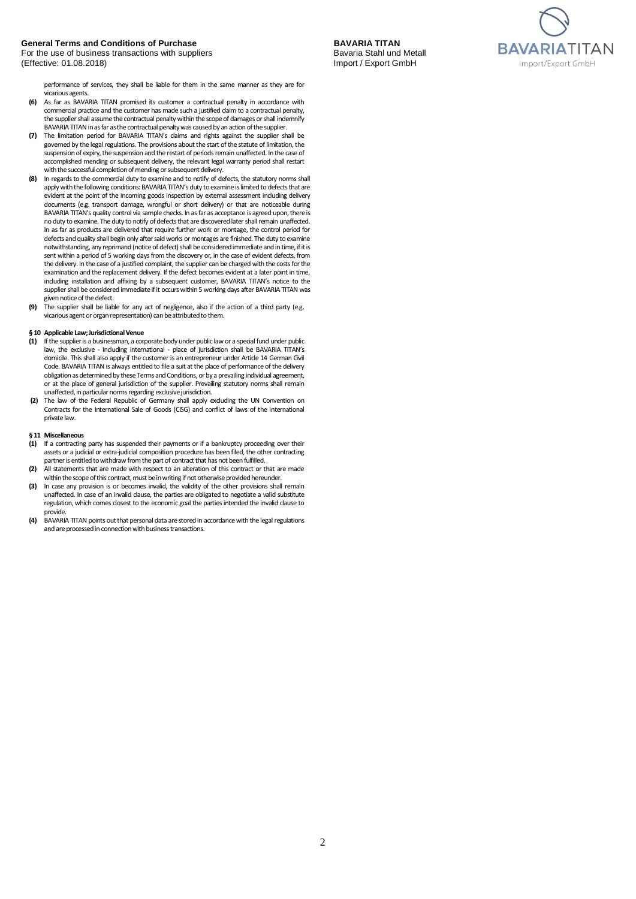performance of services, they shall be liable for them in the same manner as they are for vicarious agents.

**(6)** As far as BAVARIA TITAN promised its customer a contractual penalty in accordance with commercial practice and the customer has made such a justified claim to a contractual penalty, the supplier shall assume the contractual penalty within the scope of damages or shall indemnify BAVARIA TITAN in as far as the contractual penalty was caused by an action of the supplier.

**(7)** The limitation period for BAVARIA TITAN's claims and rights against the supplier shall be governed by the legal regulations. The provisions about the start of the statute of limitation, the suspension of expiry, the suspension and the restart of periods remain unaffected. In the case of accomplished mending or subsequent delivery, the relevant legal warranty period shall restart with the successful completion of mending or subsequent delivery.

**(8)** In regards to the commercial duty to examine and to notify of defects, the statutory norms shall apply with the following conditions: BAVARIA TITAN's duty to examine is limited to defects that are evident at the point of the incoming goods inspection by external assessment including delivery documents (e.g. transport damage, wrongful or short delivery) or that are noticeable during BAVARIA TITAN's quality control via sample checks. In as far as acceptance is agreed upon, there is no duty to examine. The duty to notify of defects that are discovered later shall remain unaffected. In as far as products are delivered that require further work or montage, the control period for defects and quality shall begin only after said works or montages are finished. The duty to examine notwithstanding, any reprimand (notice of defect) shall be considered immediate and in time, if it is sent within a period of 5 working days from the discovery or, in the case of evident defects, from the delivery. In the case of a justified complaint, the supplier can be charged with the costs for the examination and the replacement delivery. If the defect becomes evident at a later point in time, including installation and affixing by a subsequent customer, BAVARIA TITAN's notice to the supplier shall be considered immediate if it occurs within 5 working days after BAVARIA TITAN was given notice of the defect.

**(9)** The supplier shall be liable for any act of negligence, also if the action of a third party (e.g. vicarious agent or organ representation) can be attributed to them.

### § 10 Applicable Law; Jurisdictional Venue

**(1)** If the supplier is a businessman, a corporate body under public law or a special fund under public law, the exclusive - including international - place of jurisdiction shall be BAVARIA TITAN's domicile. This shall also apply if the customer is an entrepreneur under Article 14 German Civil Code. BAVARIA TITAN is always entitled to file a suit at the place of performance of the delivery obligation as determined by these Terms and Conditions, or by a prevailing individual agreement, or at the place of general jurisdiction of the supplier. Prevailing statutory norms shall remain unaffected, in particular norms regarding exclusive jurisdiction.

**(2)** The law of the Federal Republic of Germany shall apply excluding the UN Convention on Contracts for the International Sale of Goods (CISG) and conflict of laws of the international private law.

### § 11 Miscellaneous

**(1)** If a contracting party has suspended their payments or if a bankruptcy proceeding over their assets or a judicial or extra-judicial composition procedure has been filed, the other contracting partner is entitled to withdraw from the part of contract that has not been fulfilled.

**(2)** All statements that are made with respect to an alteration of this contract or that are made within the scope of this contract, must be in writing if not otherwise provided hereunder.

**(3)** In case any provision is or becomes invalid, the validity of the other provisions shall remain unaffected. In case of an invalid clause, the parties are obligated to negotiate a valid substitute regulation, which comes closest to the economic goal the parties intended the invalid clause to provide.

**(4)** BAVARIA TITAN points out that personal data are stored in accordance with the legal regulations and are processed in connection with business transactions.